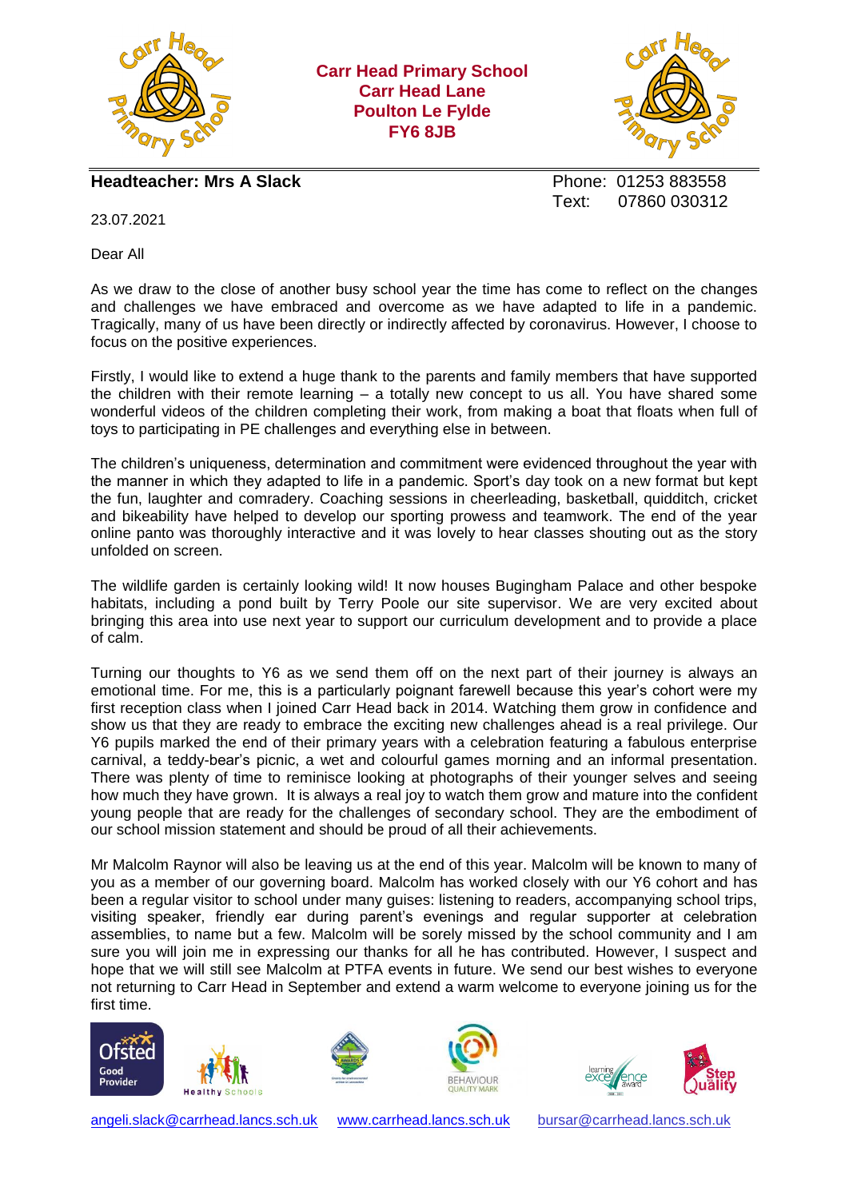**Carr Head Primary School**
**Carr Head Lane**
**Poulton Le Fylde**
**FY6 8JB**

**Headteacher: Mrs A Slack**

Phone: 01253 883558
Text: 07860 030312

23.07.2021

Dear All

As we draw to the close of another busy school year the time has come to reflect on the changes and challenges we have embraced and overcome as we have adapted to life in a pandemic. Tragically, many of us have been directly or indirectly affected by coronavirus. However, I choose to focus on the positive experiences.

Firstly, I would like to extend a huge thank to the parents and family members that have supported the children with their remote learning – a totally new concept to us all. You have shared some wonderful videos of the children completing their work, from making a boat that floats when full of toys to participating in PE challenges and everything else in between.

The children's uniqueness, determination and commitment were evidenced throughout the year with the manner in which they adapted to life in a pandemic. Sport's day took on a new format but kept the fun, laughter and comradery. Coaching sessions in cheerleading, basketball, quidditch, cricket and bikeability have helped to develop our sporting prowess and teamwork. The end of the year online panto was thoroughly interactive and it was lovely to hear classes shouting out as the story unfolded on screen.

The wildlife garden is certainly looking wild! It now houses Bugingham Palace and other bespoke habitats, including a pond built by Terry Poole our site supervisor. We are very excited about bringing this area into use next year to support our curriculum development and to provide a place of calm.

Turning our thoughts to Y6 as we send them off on the next part of their journey is always an emotional time. For me, this is a particularly poignant farewell because this year's cohort were my first reception class when I joined Carr Head back in 2014. Watching them grow in confidence and show us that they are ready to embrace the exciting new challenges ahead is a real privilege. Our Y6 pupils marked the end of their primary years with a celebration featuring a fabulous enterprise carnival, a teddy-bear's picnic, a wet and colourful games morning and an informal presentation. There was plenty of time to reminisce looking at photographs of their younger selves and seeing how much they have grown. It is always a real joy to watch them grow and mature into the confident young people that are ready for the challenges of secondary school. They are the embodiment of our school mission statement and should be proud of all their achievements.

Mr Malcolm Raynor will also be leaving us at the end of this year. Malcolm will be known to many of you as a member of our governing board. Malcolm has worked closely with our Y6 cohort and has been a regular visitor to school under many guises: listening to readers, accompanying school trips, visiting speaker, friendly ear during parent's evenings and regular supporter at celebration assemblies, to name but a few. Malcolm will be sorely missed by the school community and I am sure you will join me in expressing our thanks for all he has contributed. However, I suspect and hope that we will still see Malcolm at PTFA events in future. We send our best wishes to everyone not returning to Carr Head in September and extend a warm welcome to everyone joining us for the first time.

angeli.slack@carrhead.lancs.sch.uk www.carrhead.lancs.sch.uk bursar@carrhead.lancs.sch.uk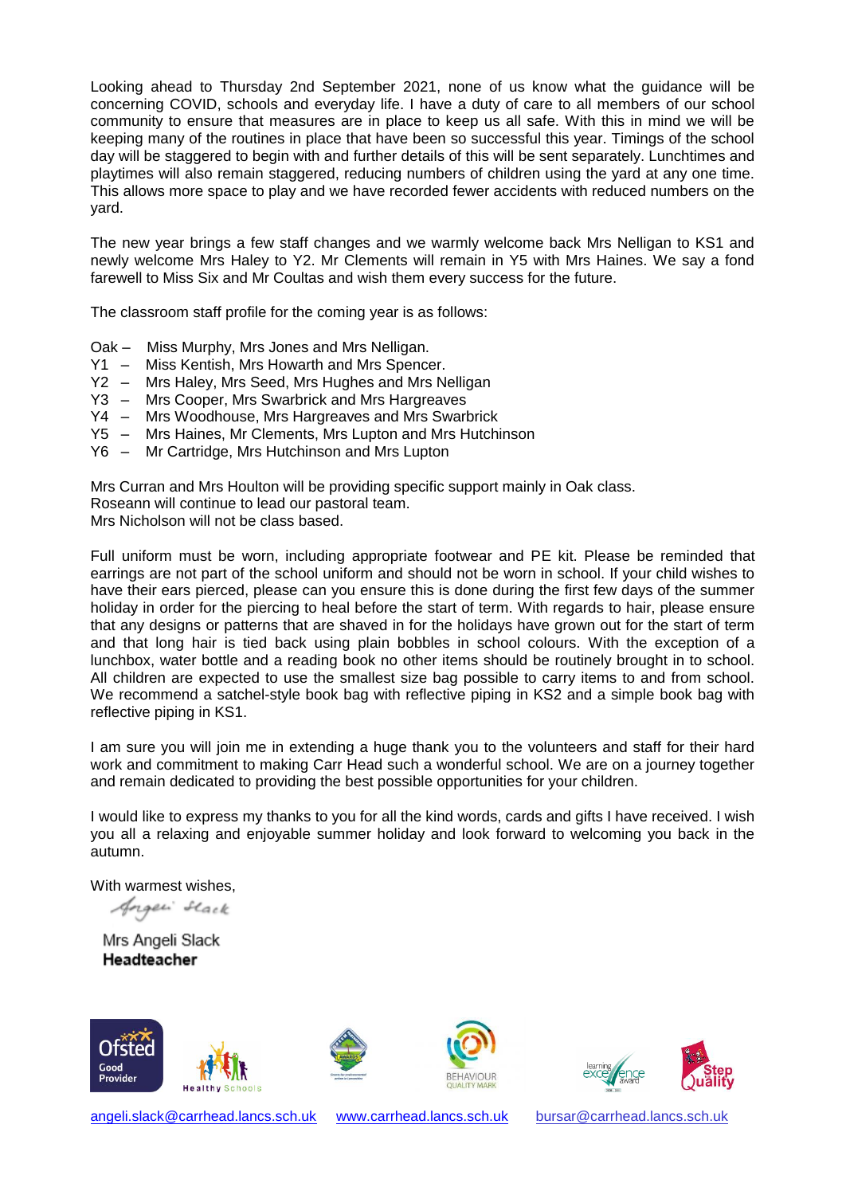Looking ahead to Thursday 2nd September 2021, none of us know what the guidance will be concerning COVID, schools and everyday life. I have a duty of care to all members of our school community to ensure that measures are in place to keep us all safe. With this in mind we will be keeping many of the routines in place that have been so successful this year. Timings of the school day will be staggered to begin with and further details of this will be sent separately. Lunchtimes and playtimes will also remain staggered, reducing numbers of children using the yard at any one time. This allows more space to play and we have recorded fewer accidents with reduced numbers on the yard.

The new year brings a few staff changes and we warmly welcome back Mrs Nelligan to KS1 and newly welcome Mrs Haley to Y2. Mr Clements will remain in Y5 with Mrs Haines. We say a fond farewell to Miss Six and Mr Coultas and wish them every success for the future.

The classroom staff profile for the coming year is as follows:

Oak – Miss Murphy, Mrs Jones and Mrs Nelligan.
Y1 – Miss Kentish, Mrs Howarth and Mrs Spencer.
Y2 – Mrs Haley, Mrs Seed, Mrs Hughes and Mrs Nelligan
Y3 – Mrs Cooper, Mrs Swarbrick and Mrs Hargreaves
Y4 – Mrs Woodhouse, Mrs Hargreaves and Mrs Swarbrick
Y5 – Mrs Haines, Mr Clements, Mrs Lupton and Mrs Hutchinson
Y6 – Mr Cartridge, Mrs Hutchinson and Mrs Lupton

Mrs Curran and Mrs Houlton will be providing specific support mainly in Oak class.
Roseann will continue to lead our pastoral team.
Mrs Nicholson will not be class based.

Full uniform must be worn, including appropriate footwear and PE kit. Please be reminded that earrings are not part of the school uniform and should not be worn in school. If your child wishes to have their ears pierced, please can you ensure this is done during the first few days of the summer holiday in order for the piercing to heal before the start of term. With regards to hair, please ensure that any designs or patterns that are shaved in for the holidays have grown out for the start of term and that long hair is tied back using plain bobbles in school colours. With the exception of a lunchbox, water bottle and a reading book no other items should be routinely brought in to school. All children are expected to use the smallest size bag possible to carry items to and from school. We recommend a satchel-style book bag with reflective piping in KS2 and a simple book bag with reflective piping in KS1.

I am sure you will join me in extending a huge thank you to the volunteers and staff for their hard work and commitment to making Carr Head such a wonderful school. We are on a journey together and remain dedicated to providing the best possible opportunities for your children.

I would like to express my thanks to you for all the kind words, cards and gifts I have received. I wish you all a relaxing and enjoyable summer holiday and look forward to welcoming you back in the autumn.

With warmest wishes,

Angeli Slack

Mrs Angeli Slack
**Headteacher**

angeli.slack@carrhead.lancs.sch.uk    www.carrhead.lancs.sch.uk    bursar@carrhead.lancs.sch.uk